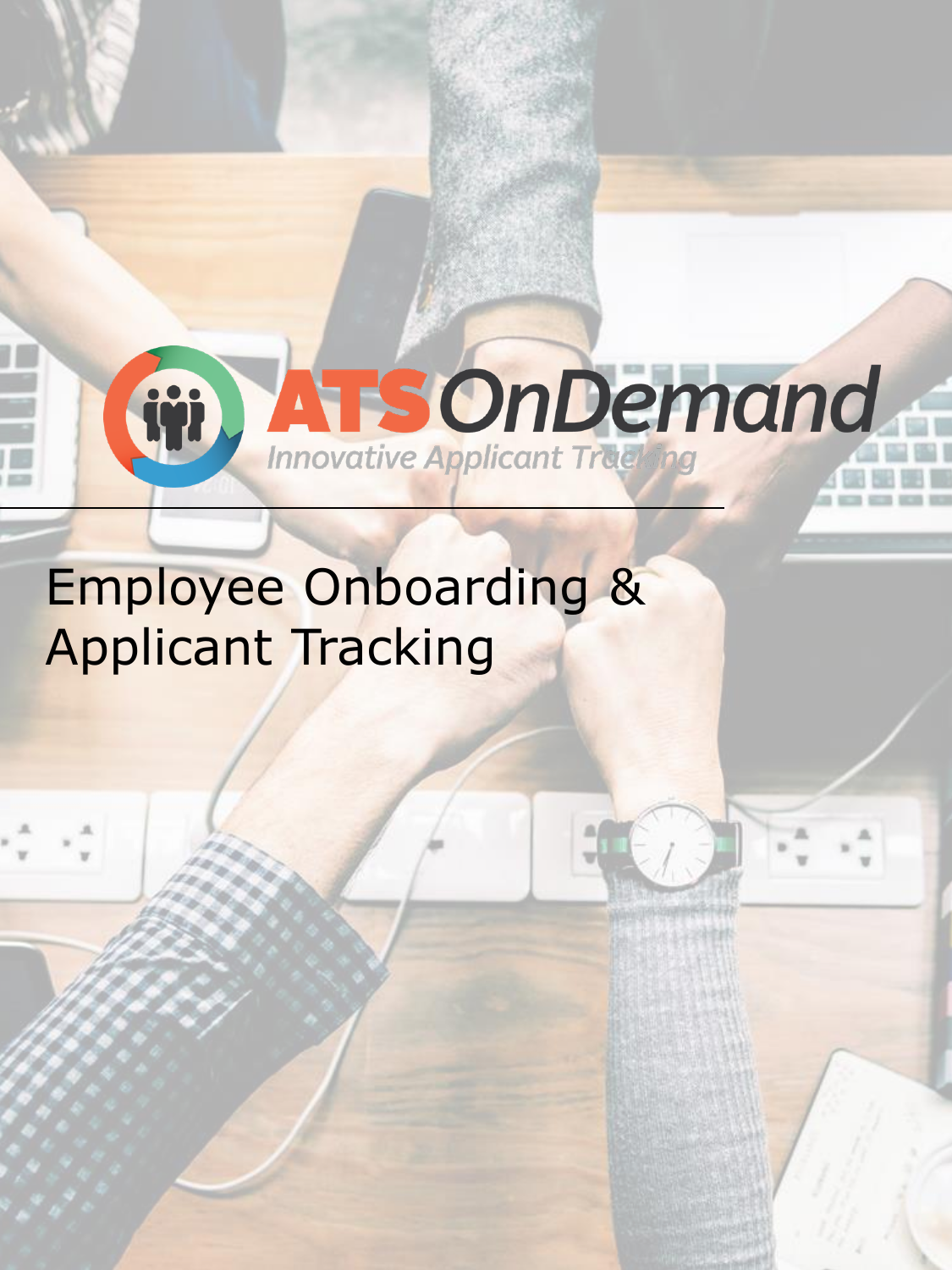ATS OnDemand

*Innovative Applicant Tracking*

---

# Employee Onboarding & Applicant Tracking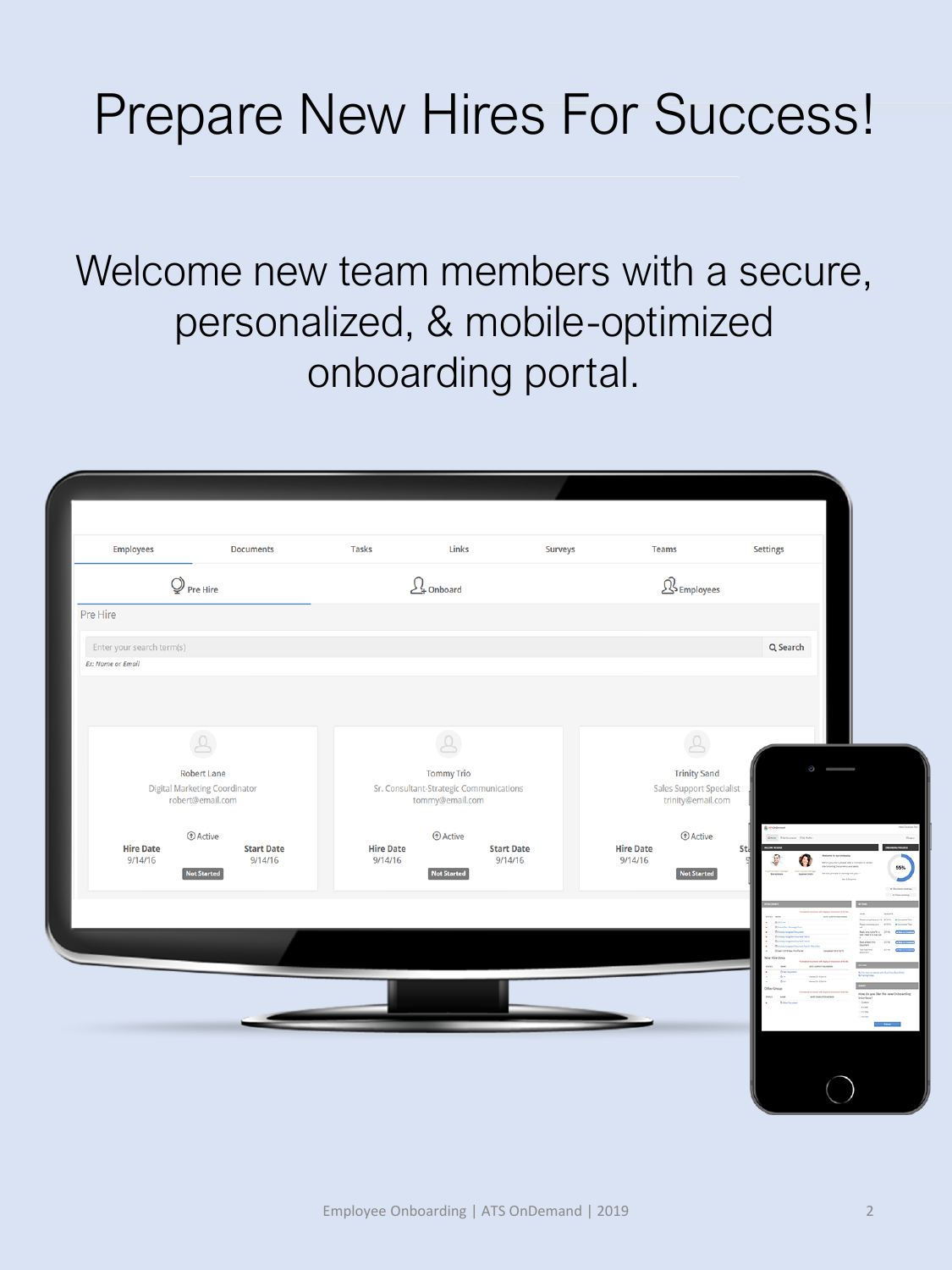# Prepare New Hires For Success!

Welcome new team members with a secure, personalized, & mobile-optimized onboarding portal.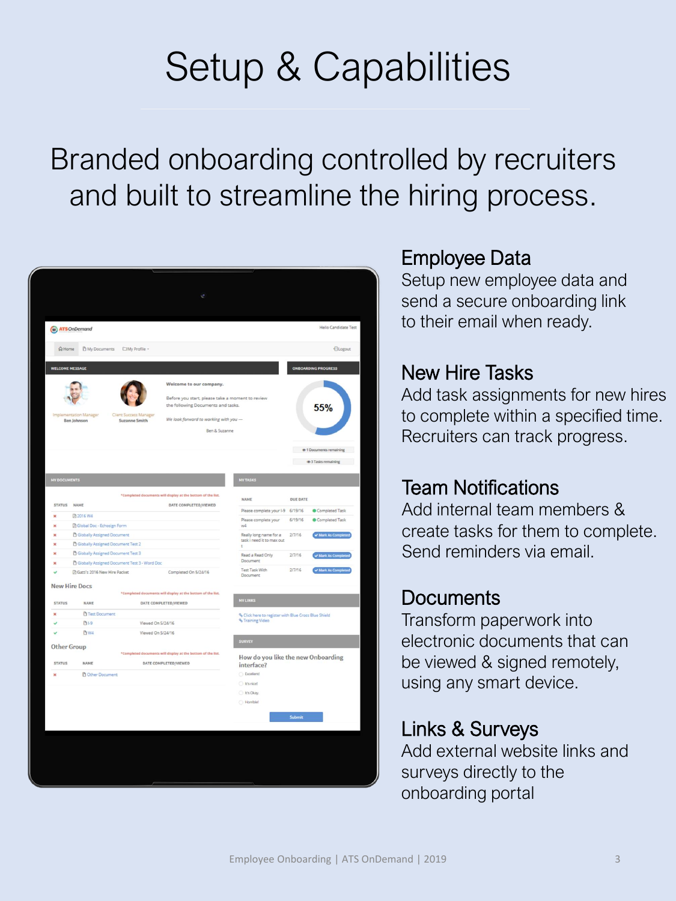# Setup & Capabilities

## Branded onboarding controlled by recruiters and built to streamline the hiring process.

### Employee Data
Setup new employee data and send a secure onboarding link to their email when ready.

### New Hire Tasks
Add task assignments for new hires to complete within a specified time. Recruiters can track progress.

### Team Notifications
Add internal team members & create tasks for them to complete. Send reminders via email.

### Documents
Transform paperwork into electronic documents that can be viewed & signed remotely, using any smart device.

### Links & Surveys
Add external website links and surveys directly to the onboarding portal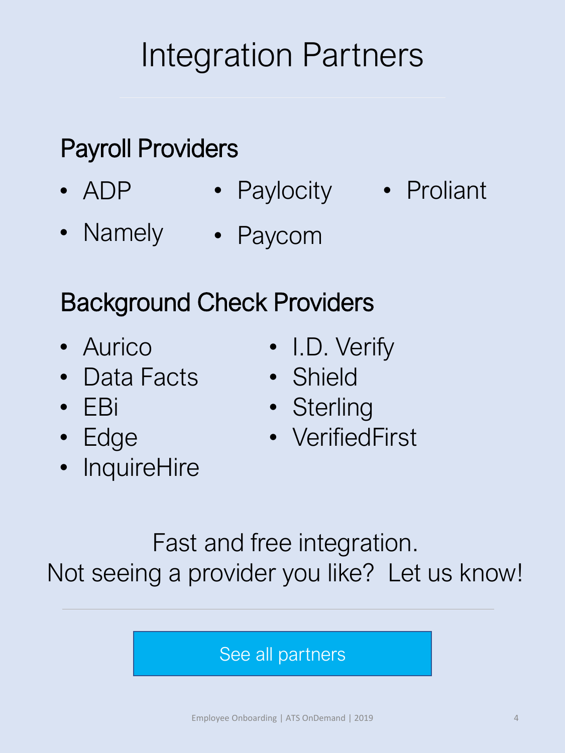# Integration Partners

## Payroll Providers

- ADP
- Paylocity
- Proliant
- Namely
- Paycom

## Background Check Providers

- Aurico
- Data Facts
- EBi
- Edge
- InquireHire
- I.D. Verify
- Shield
- Sterling
- VerifiedFirst

Fast and free integration.
Not seeing a provider you like? Let us know!

See all partners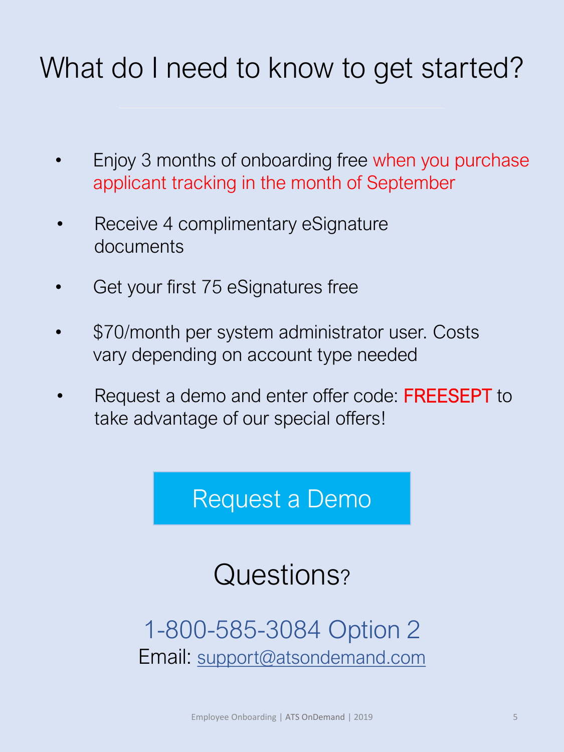# What do I need to know to get started?

- Enjoy 3 months of onboarding free when you purchase applicant tracking in the month of September
- Receive 4 complimentary eSignature documents
- Get your first 75 eSignatures free
- $70/month per system administrator user. Costs vary depending on account type needed
- Request a demo and enter offer code: **FREESEPT** to take advantage of our special offers!

Request a Demo

## Questions?

1-800-585-3084 Option 2

Email: support@atsondemand.com